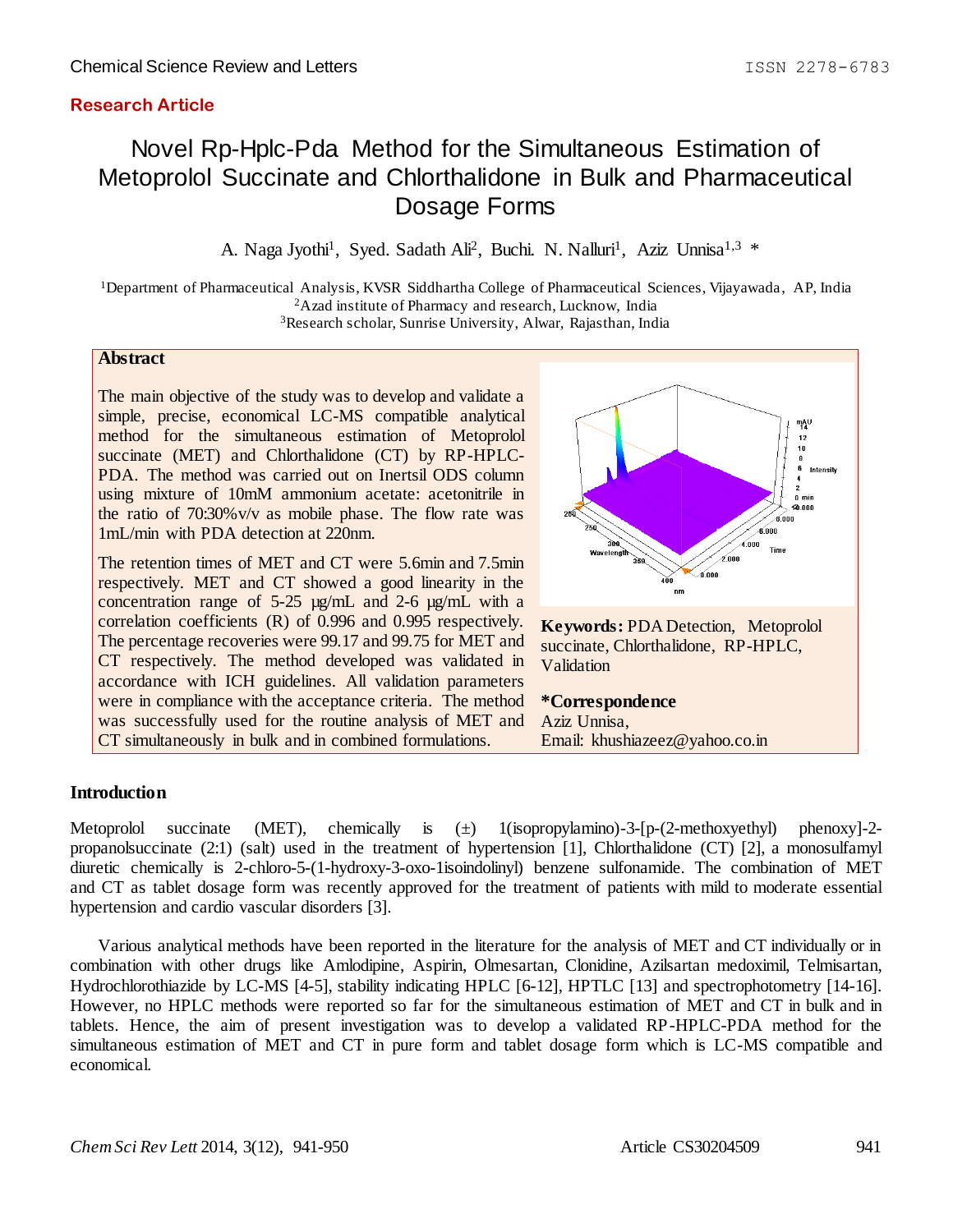Research Article

# Novel Rp-Hplc-Pda Method for the Simultaneous Estimation of Metoprolol Succinate and Chlorthalidone in Bulk and Pharmaceutical Dosage Forms

A. Naga Jyothi[1], Syed. Sadath Ali[2], Buchi. N. Nalluri[1], Aziz Unnisa[1,3] *

[1]Department of Pharmaceutical Analysis, KVSR Siddhartha College of Pharmaceutical Sciences, Vijayawada, AP, India
[2]Azad institute of Pharmacy and research, Lucknow, India
[3]Research scholar, Sunrise University, Alwar, Rajasthan, India

## Abstract

The main objective of the study was to develop and validate a simple, precise, economical LC-MS compatible analytical method for the simultaneous estimation of Metoprolol succinate (MET) and Chlorthalidone (CT) by RP-HPLC-PDA. The method was carried out on Inertsil ODS column using mixture of 10mM ammonium acetate: acetonitrile in the ratio of 70:30%v/v as mobile phase. The flow rate was 1mL/min with PDA detection at 220nm.

The retention times of MET and CT were 5.6min and 7.5min respectively. MET and CT showed a good linearity in the concentration range of 5-25 µg/mL and 2-6 µg/mL with a correlation coefficients (R) of 0.996 and 0.995 respectively. The percentage recoveries were 99.17 and 99.75 for MET and CT respectively. The method developed was validated in accordance with ICH guidelines. All validation parameters were in compliance with the acceptance criteria. The method was successfully used for the routine analysis of MET and CT simultaneously in bulk and in combined formulations.

**Keywords:** PDA Detection, Metoprolol succinate, Chlorthalidone, RP-HPLC, Validation

**\*Correspondence**
Aziz Unnisa,
Email: khushiazeez@yahoo.co.in

## Introduction

Metoprolol succinate (MET), chemically is (±) 1(isopropylamino)-3-[p-(2-methoxyethyl) phenoxy]-2-propanolsuccinate (2:1) (salt) used in the treatment of hypertension [1], Chlorthalidone (CT) [2], a monosulfamyl diuretic chemically is 2-chloro-5-(1-hydroxy-3-oxo-1isoindolinyl) benzene sulfonamide. The combination of MET and CT as tablet dosage form was recently approved for the treatment of patients with mild to moderate essential hypertension and cardio vascular disorders [3].

Various analytical methods have been reported in the literature for the analysis of MET and CT individually or in combination with other drugs like Amlodipine, Aspirin, Olmesartan, Clonidine, Azilsartan medoximil, Telmisartan, Hydrochlorothiazide by LC-MS [4-5], stability indicating HPLC [6-12], HPTLC [13] and spectrophotometry [14-16]. However, no HPLC methods were reported so far for the simultaneous estimation of MET and CT in bulk and in tablets. Hence, the aim of present investigation was to develop a validated RP-HPLC-PDA method for the simultaneous estimation of MET and CT in pure form and tablet dosage form which is LC-MS compatible and economical.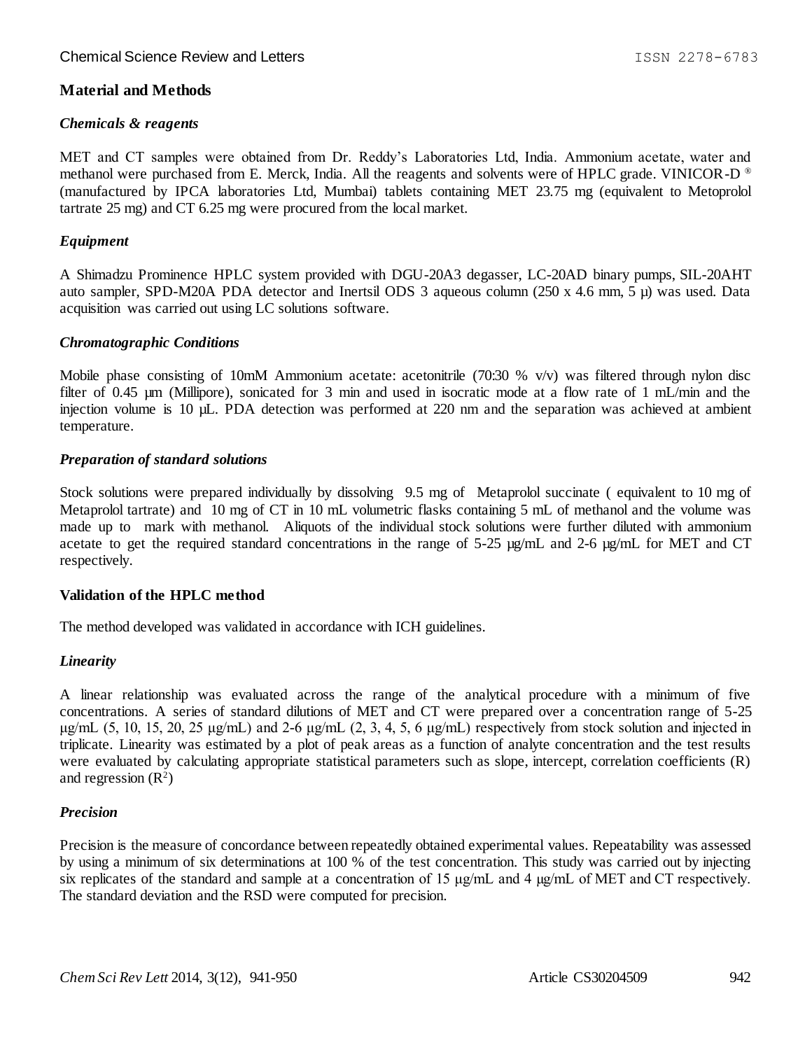## Material and Methods

### *Chemicals & reagents*

MET and CT samples were obtained from Dr. Reddy's Laboratories Ltd, India. Ammonium acetate, water and methanol were purchased from E. Merck, India. All the reagents and solvents were of HPLC grade. VINICOR-D ® (manufactured by IPCA laboratories Ltd, Mumbai) tablets containing MET 23.75 mg (equivalent to Metoprolol tartrate 25 mg) and CT 6.25 mg were procured from the local market.

### *Equipment*

A Shimadzu Prominence HPLC system provided with DGU-20A3 degasser, LC-20AD binary pumps, SIL-20AHT auto sampler, SPD-M20A PDA detector and Inertsil ODS 3 aqueous column (250 x 4.6 mm, 5 µ) was used. Data acquisition was carried out using LC solutions software.

### *Chromatographic Conditions*

Mobile phase consisting of 10mM Ammonium acetate: acetonitrile (70:30 % v/v) was filtered through nylon disc filter of 0.45 µm (Millipore), sonicated for 3 min and used in isocratic mode at a flow rate of 1 mL/min and the injection volume is 10 µL. PDA detection was performed at 220 nm and the separation was achieved at ambient temperature.

### *Preparation of standard solutions*

Stock solutions were prepared individually by dissolving 9.5 mg of Metaprolol succinate ( equivalent to 10 mg of Metaprolol tartrate) and 10 mg of CT in 10 mL volumetric flasks containing 5 mL of methanol and the volume was made up to mark with methanol. Aliquots of the individual stock solutions were further diluted with ammonium acetate to get the required standard concentrations in the range of 5-25 µg/mL and 2-6 µg/mL for MET and CT respectively.

### Validation of the HPLC method

The method developed was validated in accordance with ICH guidelines.

### *Linearity*

A linear relationship was evaluated across the range of the analytical procedure with a minimum of five concentrations. A series of standard dilutions of MET and CT were prepared over a concentration range of 5-25 µg/mL (5, 10, 15, 20, 25 µg/mL) and 2-6 µg/mL (2, 3, 4, 5, 6 µg/mL) respectively from stock solution and injected in triplicate. Linearity was estimated by a plot of peak areas as a function of analyte concentration and the test results were evaluated by calculating appropriate statistical parameters such as slope, intercept, correlation coefficients (R) and regression ($R^2$)

### *Precision*

Precision is the measure of concordance between repeatedly obtained experimental values. Repeatability was assessed by using a minimum of six determinations at 100 % of the test concentration. This study was carried out by injecting six replicates of the standard and sample at a concentration of 15 µg/mL and 4 µg/mL of MET and CT respectively. The standard deviation and the RSD were computed for precision.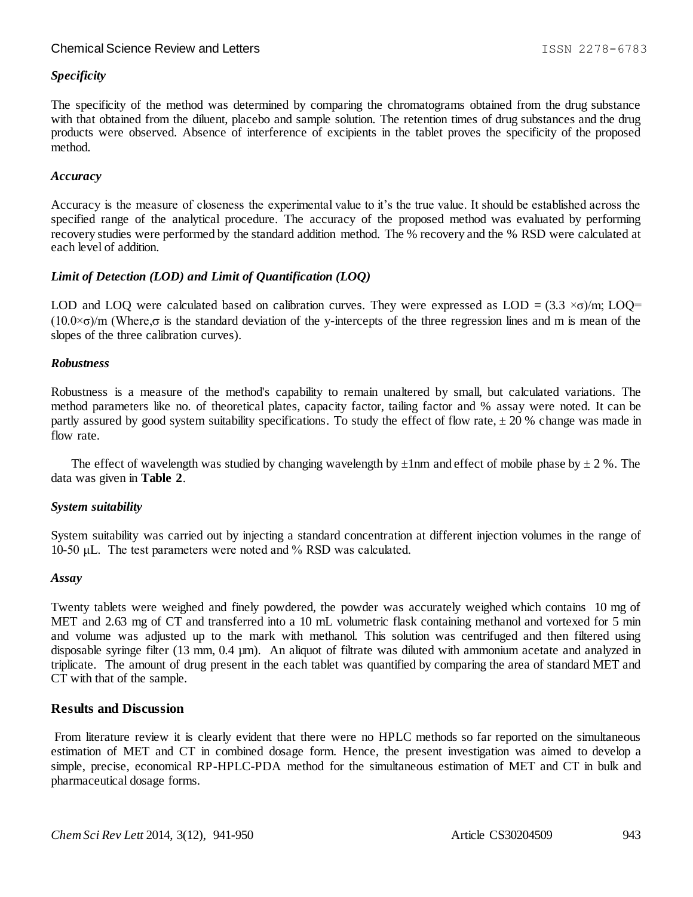### *Specificity*

The specificity of the method was determined by comparing the chromatograms obtained from the drug substance with that obtained from the diluent, placebo and sample solution. The retention times of drug substances and the drug products were observed. Absence of interference of excipients in the tablet proves the specificity of the proposed method.

### *Accuracy*

Accuracy is the measure of closeness the experimental value to it's the true value. It should be established across the specified range of the analytical procedure. The accuracy of the proposed method was evaluated by performing recovery studies were performed by the standard addition method. The % recovery and the % RSD were calculated at each level of addition.

### *Limit of Detection (LOD) and Limit of Quantification (LOQ)*

LOD and LOQ were calculated based on calibration curves. They were expressed as LOD = $(3.3 \times \sigma)/m$; LOQ= $(10.0\times\sigma)/m$ (Where,$\sigma$ is the standard deviation of the y-intercepts of the three regression lines and m is mean of the slopes of the three calibration curves).

### *Robustness*

Robustness is a measure of the method's capability to remain unaltered by small, but calculated variations. The method parameters like no. of theoretical plates, capacity factor, tailing factor and % assay were noted. It can be partly assured by good system suitability specifications. To study the effect of flow rate, ± 20 % change was made in flow rate.

The effect of wavelength was studied by changing wavelength by ±1nm and effect of mobile phase by ± 2 %. The data was given in **Table 2**.

### *System suitability*

System suitability was carried out by injecting a standard concentration at different injection volumes in the range of 10-50 μL. The test parameters were noted and % RSD was calculated.

### *Assay*

Twenty tablets were weighed and finely powdered, the powder was accurately weighed which contains 10 mg of MET and 2.63 mg of CT and transferred into a 10 mL volumetric flask containing methanol and vortexed for 5 min and volume was adjusted up to the mark with methanol. This solution was centrifuged and then filtered using disposable syringe filter (13 mm, 0.4 μm). An aliquot of filtrate was diluted with ammonium acetate and analyzed in triplicate. The amount of drug present in the each tablet was quantified by comparing the area of standard MET and CT with that of the sample.

## Results and Discussion

From literature review it is clearly evident that there were no HPLC methods so far reported on the simultaneous estimation of MET and CT in combined dosage form. Hence, the present investigation was aimed to develop a simple, precise, economical RP-HPLC-PDA method for the simultaneous estimation of MET and CT in bulk and pharmaceutical dosage forms.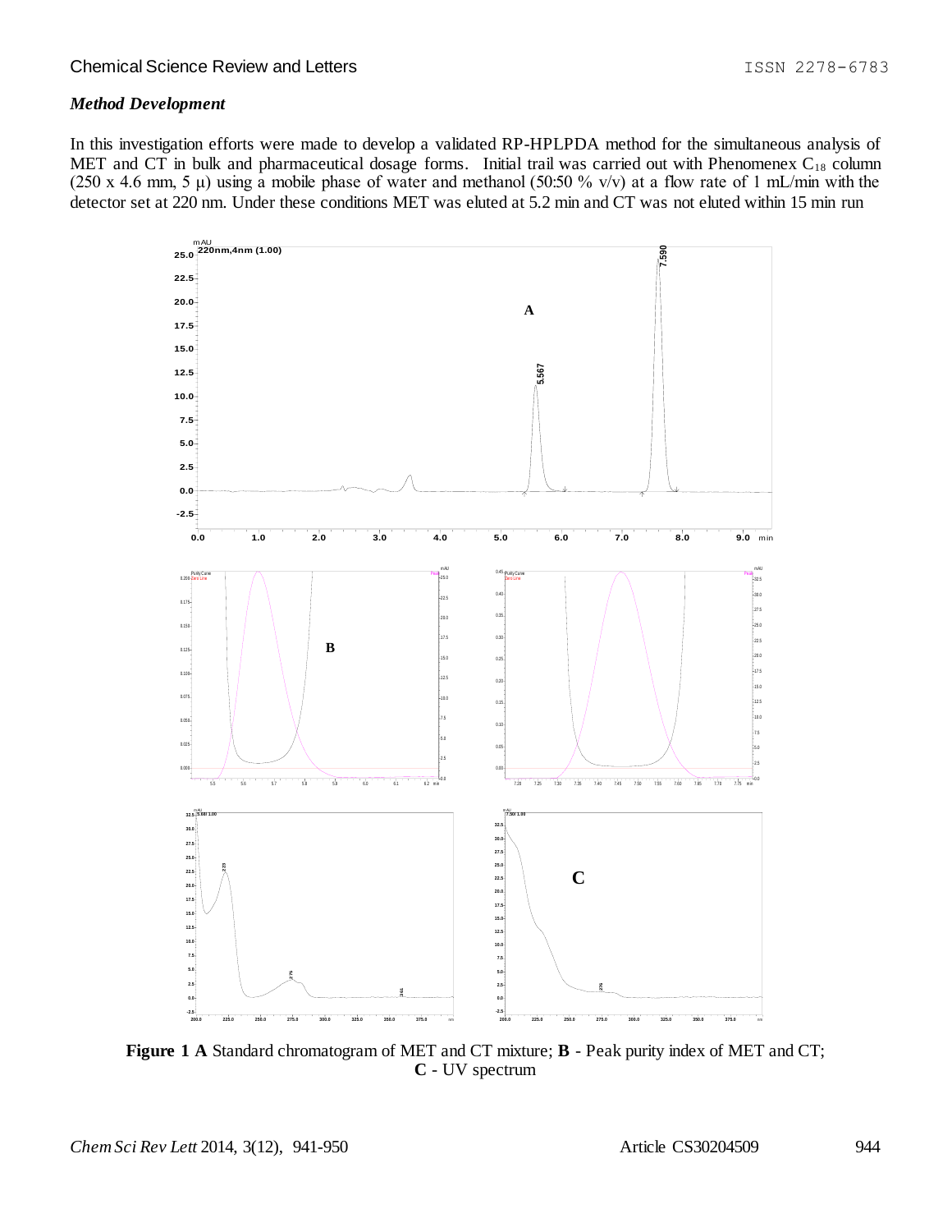### *Method Development*

In this investigation efforts were made to develop a validated RP-HPLPDA method for the simultaneous analysis of MET and CT in bulk and pharmaceutical dosage forms. Initial trail was carried out with Phenomenex $C_{18}$ column (250 x 4.6 mm, 5 μ) using a mobile phase of water and methanol (50:50 % v/v) at a flow rate of 1 mL/min with the detector set at 220 nm. Under these conditions MET was eluted at 5.2 min and CT was not eluted within 15 min run

**Figure 1 A** Standard chromatogram of MET and CT mixture; **B** - Peak purity index of MET and CT; **C** - UV spectrum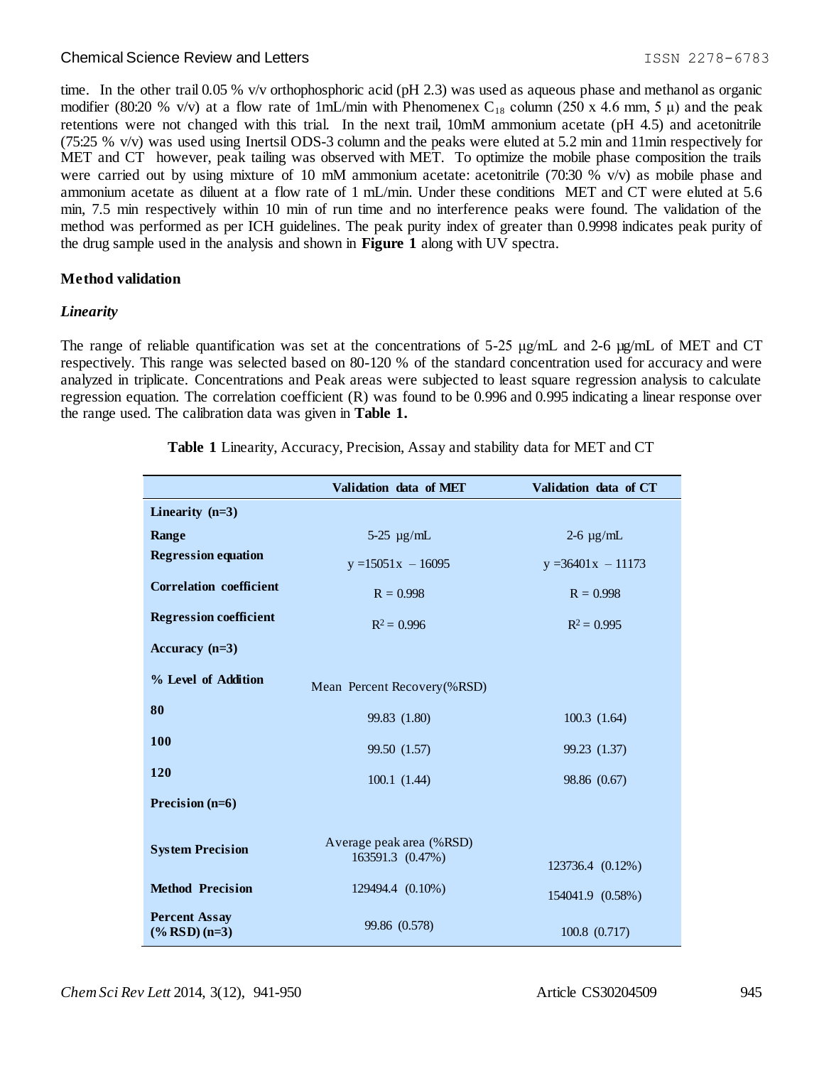time. In the other trail 0.05 % v/v orthophosphoric acid (pH 2.3) was used as aqueous phase and methanol as organic modifier (80:20 % v/v) at a flow rate of 1mL/min with Phenomenex $C_{18}$ column (250 x 4.6 mm, 5 μ) and the peak retentions were not changed with this trial. In the next trail, 10mM ammonium acetate (pH 4.5) and acetonitrile (75:25 % v/v) was used using Inertsil ODS-3 column and the peaks were eluted at 5.2 min and 11min respectively for MET and CT however, peak tailing was observed with MET. To optimize the mobile phase composition the trails were carried out by using mixture of 10 mM ammonium acetate: acetonitrile (70:30 % v/v) as mobile phase and ammonium acetate as diluent at a flow rate of 1 mL/min. Under these conditions MET and CT were eluted at 5.6 min, 7.5 min respectively within 10 min of run time and no interference peaks were found. The validation of the method was performed as per ICH guidelines. The peak purity index of greater than 0.9998 indicates peak purity of the drug sample used in the analysis and shown in **Figure 1** along with UV spectra.

## Method validation

### *Linearity*

The range of reliable quantification was set at the concentrations of 5-25 μg/mL and 2-6 μg/mL of MET and CT respectively. This range was selected based on 80-120 % of the standard concentration used for accuracy and were analyzed in triplicate. Concentrations and Peak areas were subjected to least square regression analysis to calculate regression equation. The correlation coefficient (R) was found to be 0.996 and 0.995 indicating a linear response over the range used. The calibration data was given in **Table 1.**

**Table 1** Linearity, Accuracy, Precision, Assay and stability data for MET and CT

| | Validation data of MET | Validation data of CT |
|---|---|---|
| **Linearity (n=3)** | | |
| **Range** | 5-25 μg/mL | 2-6 μg/mL |
| **Regression equation** | y =15051x – 16095 | y =36401x – 11173 |
| **Correlation coefficient** | R = 0.998 | R = 0.998 |
| **Regression coefficient** | $R^2$ = 0.996 | $R^2$ = 0.995 |
| **Accuracy (n=3)** | | |
| **% Level of Addition** | Mean Percent Recovery(%RSD) | |
| **80** | 99.83 (1.80) | 100.3 (1.64) |
| **100** | 99.50 (1.57) | 99.23 (1.37) |
| **120** | 100.1 (1.44) | 98.86 (0.67) |
| **Precision (n=6)** | | |
| **System Precision** | Average peak area (%RSD) 163591.3 (0.47%) | 123736.4 (0.12%) |
| **Method Precision** | 129494.4 (0.10%) | 154041.9 (0.58%) |
| **Percent Assay (% RSD) (n=3)** | 99.86 (0.578) | 100.8 (0.717) |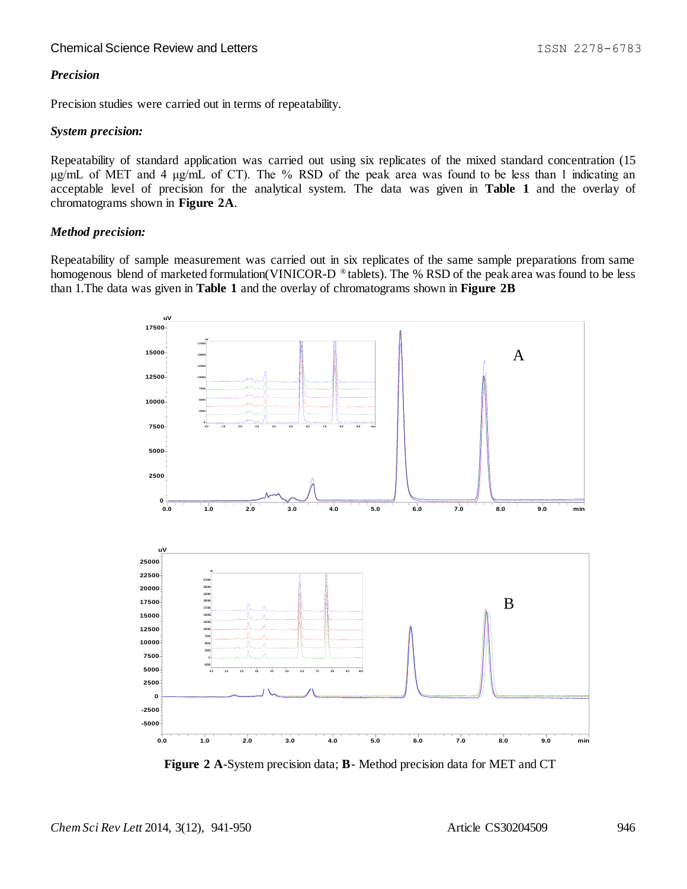### *Precision*

Precision studies were carried out in terms of repeatability.

#### *System precision:*

Repeatability of standard application was carried out using six replicates of the mixed standard concentration (15 µg/mL of MET and 4 µg/mL of CT). The % RSD of the peak area was found to be less than 1 indicating an acceptable level of precision for the analytical system. The data was given in **Table 1** and the overlay of chromatograms shown in **Figure 2A**.

#### *Method precision:*

Repeatability of sample measurement was carried out in six replicates of the same sample preparations from same homogenous blend of marketed formulation(VINICOR-D ® tablets). The % RSD of the peak area was found to be less than 1.The data was given in **Table 1** and the overlay of chromatograms shown in **Figure 2B**

**Figure 2** **A**-System precision data; **B**- Method precision data for MET and CT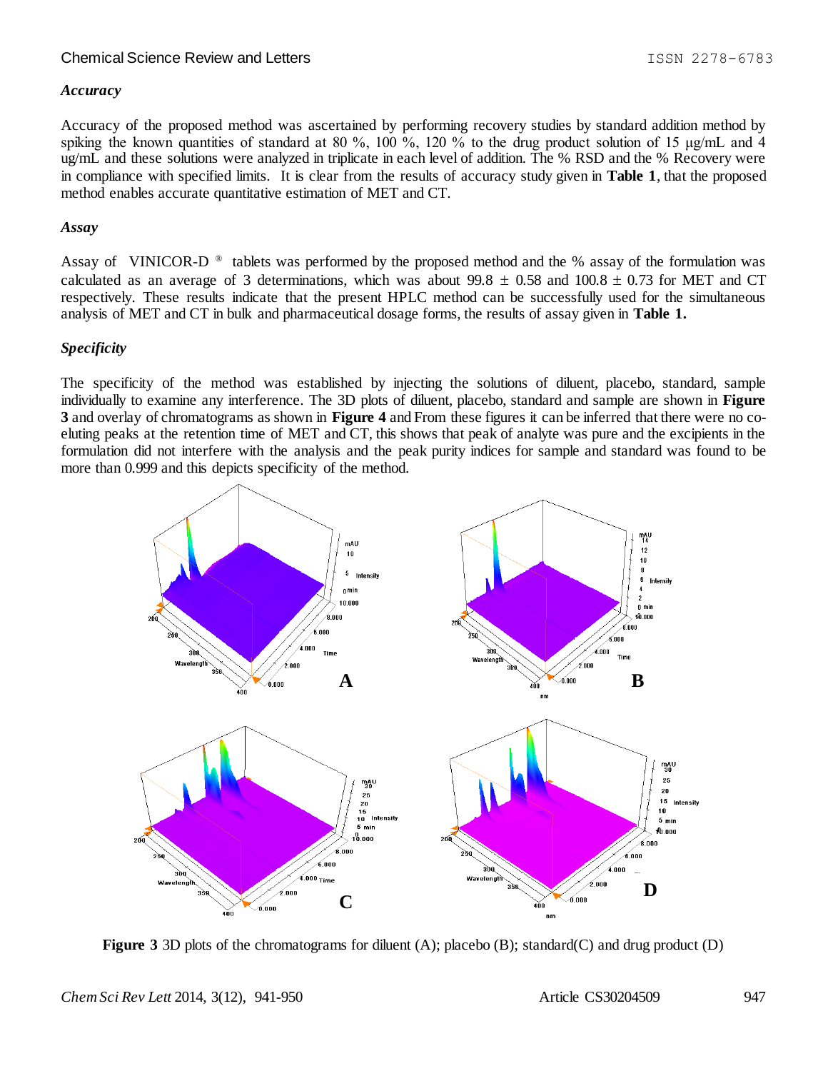### *Accuracy*

Accuracy of the proposed method was ascertained by performing recovery studies by standard addition method by spiking the known quantities of standard at 80 %, 100 %, 120 % to the drug product solution of 15 µg/mL and 4 ug/mL and these solutions were analyzed in triplicate in each level of addition. The % RSD and the % Recovery were in compliance with specified limits. It is clear from the results of accuracy study given in **Table 1**, that the proposed method enables accurate quantitative estimation of MET and CT.

### *Assay*

Assay of VINICOR-D ® tablets was performed by the proposed method and the % assay of the formulation was calculated as an average of 3 determinations, which was about 99.8 ± 0.58 and 100.8 ± 0.73 for MET and CT respectively. These results indicate that the present HPLC method can be successfully used for the simultaneous analysis of MET and CT in bulk and pharmaceutical dosage forms, the results of assay given in **Table 1.**

### *Specificity*

The specificity of the method was established by injecting the solutions of diluent, placebo, standard, sample individually to examine any interference. The 3D plots of diluent, placebo, standard and sample are shown in **Figure 3** and overlay of chromatograms as shown in **Figure 4** and From these figures it can be inferred that there were no co-eluting peaks at the retention time of MET and CT, this shows that peak of analyte was pure and the excipients in the formulation did not interfere with the analysis and the peak purity indices for sample and standard was found to be more than 0.999 and this depicts specificity of the method.

**Figure 3** 3D plots of the chromatograms for diluent (A); placebo (B); standard(C) and drug product (D)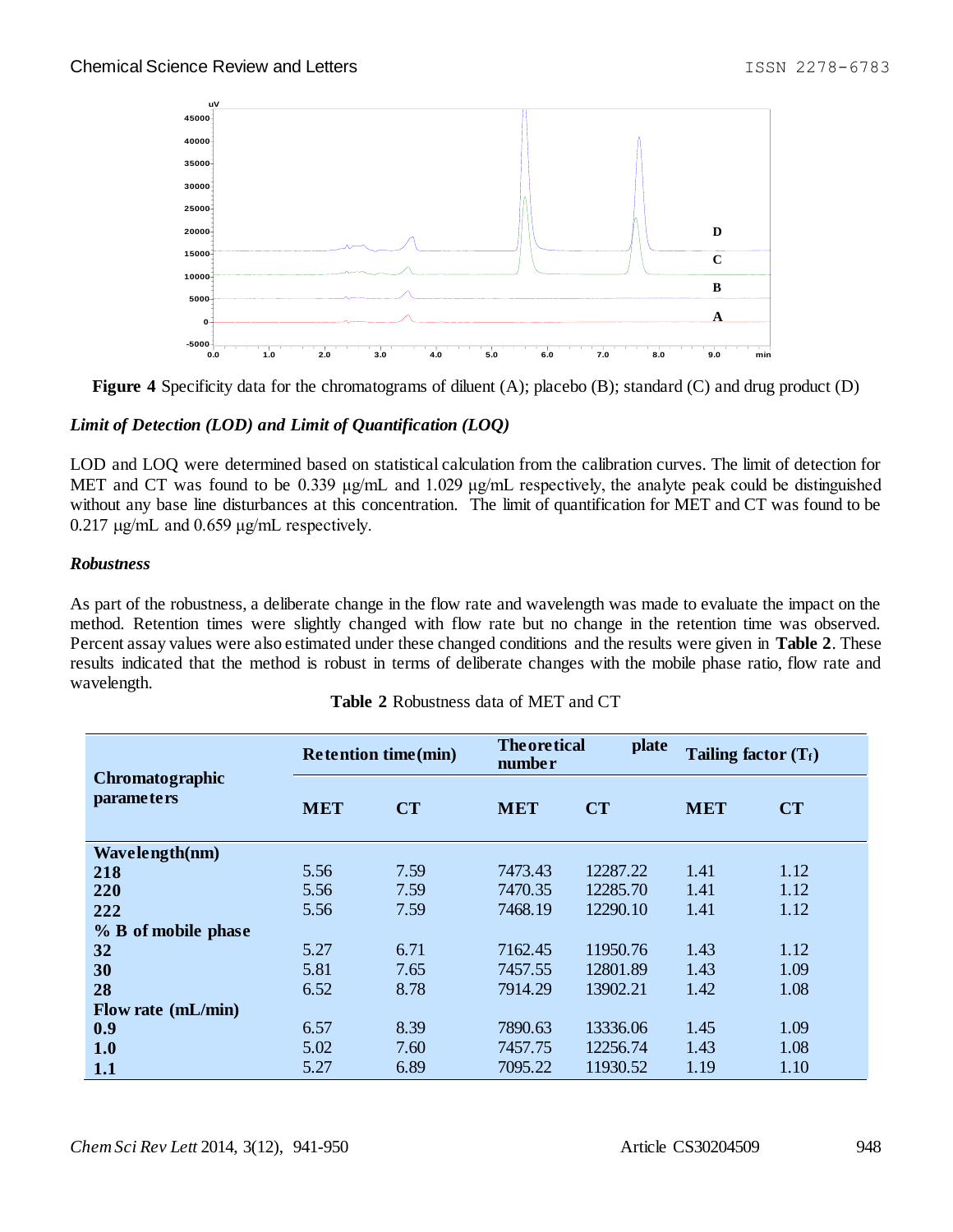**Figure 4** Specificity data for the chromatograms of diluent (A); placebo (B); standard (C) and drug product (D)

### *Limit of Detection (LOD) and Limit of Quantification (LOQ)*

LOD and LOQ were determined based on statistical calculation from the calibration curves. The limit of detection for MET and CT was found to be 0.339 µg/mL and 1.029 µg/mL respectively, the analyte peak could be distinguished without any base line disturbances at this concentration. The limit of quantification for MET and CT was found to be 0.217 µg/mL and 0.659 µg/mL respectively.

### *Robustness*

As part of the robustness, a deliberate change in the flow rate and wavelength was made to evaluate the impact on the method. Retention times were slightly changed with flow rate but no change in the retention time was observed. Percent assay values were also estimated under these changed conditions and the results were given in **Table 2**. These results indicated that the method is robust in terms of deliberate changes with the mobile phase ratio, flow rate and wavelength.

**Table 2** Robustness data of MET and CT

| Chromatographic parameters | Retention time (min) | | Theoretical plate number | | Tailing factor ($T_f$) | |
|---|---|---|---|---|---|---|
| | **MET** | **CT** | **MET** | **CT** | **MET** | **CT** |
| **Wavelength(nm)** | | | | | | |
| **218** | 5.56 | 7.59 | 7473.43 | 12287.22 | 1.41 | 1.12 |
| **220** | 5.56 | 7.59 | 7470.35 | 12285.70 | 1.41 | 1.12 |
| **222** | 5.56 | 7.59 | 7468.19 | 12290.10 | 1.41 | 1.12 |
| **% B of mobile phase** | | | | | | |
| **32** | 5.27 | 6.71 | 7162.45 | 11950.76 | 1.43 | 1.12 |
| **30** | 5.81 | 7.65 | 7457.55 | 12801.89 | 1.43 | 1.09 |
| **28** | 6.52 | 8.78 | 7914.29 | 13902.21 | 1.42 | 1.08 |
| **Flow rate (mL/min)** | | | | | | |
| **0.9** | 6.57 | 8.39 | 7890.63 | 13336.06 | 1.45 | 1.09 |
| **1.0** | 5.02 | 7.60 | 7457.75 | 12256.74 | 1.43 | 1.08 |
| **1.1** | 5.27 | 6.89 | 7095.22 | 11930.52 | 1.19 | 1.10 |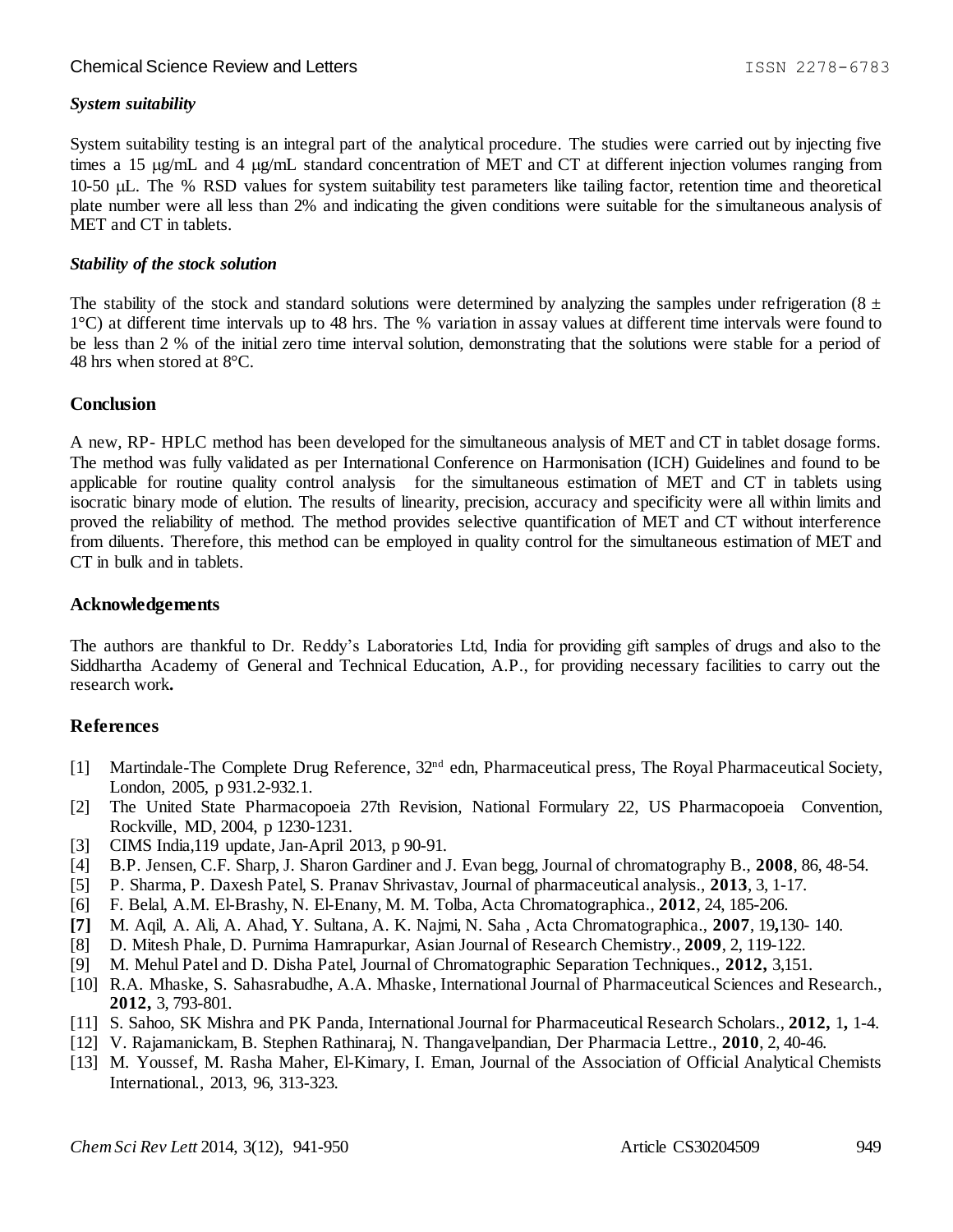### *System suitability*

System suitability testing is an integral part of the analytical procedure. The studies were carried out by injecting five times a 15 μg/mL and 4 μg/mL standard concentration of MET and CT at different injection volumes ranging from 10-50 μL. The % RSD values for system suitability test parameters like tailing factor, retention time and theoretical plate number were all less than 2% and indicating the given conditions were suitable for the simultaneous analysis of MET and CT in tablets.

### *Stability of the stock solution*

The stability of the stock and standard solutions were determined by analyzing the samples under refrigeration (8 ± 1°C) at different time intervals up to 48 hrs. The % variation in assay values at different time intervals were found to be less than 2 % of the initial zero time interval solution, demonstrating that the solutions were stable for a period of 48 hrs when stored at 8°C.

## Conclusion

A new, RP- HPLC method has been developed for the simultaneous analysis of MET and CT in tablet dosage forms. The method was fully validated as per International Conference on Harmonisation (ICH) Guidelines and found to be applicable for routine quality control analysis for the simultaneous estimation of MET and CT in tablets using isocratic binary mode of elution. The results of linearity, precision, accuracy and specificity were all within limits and proved the reliability of method. The method provides selective quantification of MET and CT without interference from diluents. Therefore, this method can be employed in quality control for the simultaneous estimation of MET and CT in bulk and in tablets.

## Acknowledgements

The authors are thankful to Dr. Reddy's Laboratories Ltd, India for providing gift samples of drugs and also to the Siddhartha Academy of General and Technical Education, A.P., for providing necessary facilities to carry out the research work**.**

## References

[1] Martindale-The Complete Drug Reference, 32nd edn, Pharmaceutical press, The Royal Pharmaceutical Society, London, 2005, p 931.2-932.1.

[2] The United State Pharmacopoeia 27th Revision, National Formulary 22, US Pharmacopoeia Convention, Rockville, MD, 2004, p 1230-1231.

[3] CIMS India,119 update, Jan-April 2013, p 90-91.

[4] B.P. Jensen, C.F. Sharp, J. Sharon Gardiner and J. Evan begg, Journal of chromatography B., **2008**, 86, 48-54.

[5] P. Sharma, P. Daxesh Patel, S. Pranav Shrivastav, Journal of pharmaceutical analysis., **2013**, 3, 1-17.

[6] F. Belal, A.M. El-Brashy, N. El-Enany, M. M. Tolba, Acta Chromatographica., **2012**, 24, 185-206.

**[7]** M. Aqil, A. Ali, A. Ahad, Y. Sultana, A. K. Najmi, N. Saha , Acta Chromatographica., **2007**, 19**,**130- 140.

[8] D. Mitesh Phale, D. Purnima Hamrapurkar, Asian Journal of Research Chemistr*y*., **2009**, 2, 119-122.

[9] M. Mehul Patel and D. Disha Patel, Journal of Chromatographic Separation Techniques., **2012,** 3,151.

[10] R.A. Mhaske, S. Sahasrabudhe, A.A. Mhaske, International Journal of Pharmaceutical Sciences and Research., **2012,** 3, 793-801.

[11] S. Sahoo, SK Mishra and PK Panda, International Journal for Pharmaceutical Research Scholars., **2012,** 1**,** 1-4.

[12] V. Rajamanickam, B. Stephen Rathinaraj, N. Thangavelpandian, Der Pharmacia Lettre., **2010**, 2, 40-46.

[13] M. Youssef, M. Rasha Maher, El-Kimary, I. Eman, Journal of the Association of Official Analytical Chemists International., 2013, 96, 313-323.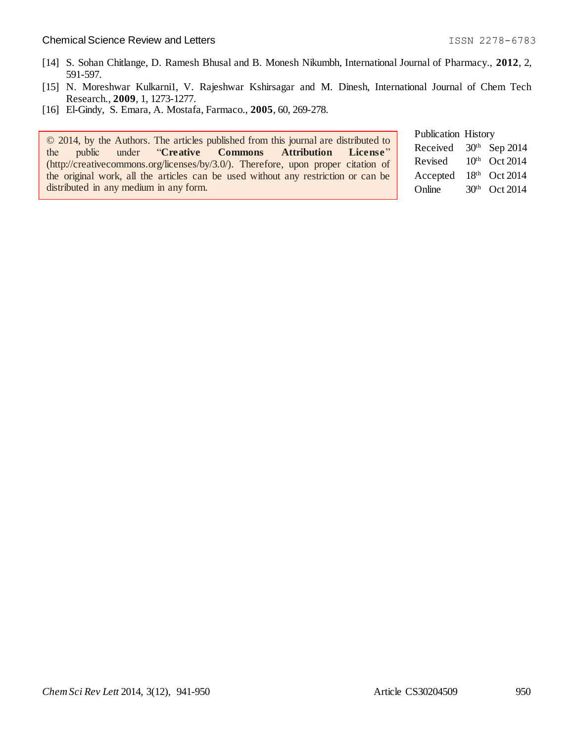[14] S. Sohan Chitlange, D. Ramesh Bhusal and B. Monesh Nikumbh, International Journal of Pharmacy., **2012**, 2, 591-597.

[15] N. Moreshwar Kulkarni1, V. Rajeshwar Kshirsagar and M. Dinesh, International Journal of Chem Tech Research., **2009**, 1, 1273-1277.

[16] El-Gindy, S. Emara, A. Mostafa, Farmaco., **2005**, 60, 269-278.

© 2014, by the Authors. The articles published from this journal are distributed to the public under "**Creative Commons Attribution License**" (http://creativecommons.org/licenses/by/3.0/). Therefore, upon proper citation of the original work, all the articles can be used without any restriction or can be distributed in any medium in any form.

| Publication History | |
|---|---|
| Received | 30th Sep 2014 |
| Revised | 10th Oct 2014 |
| Accepted | 18th Oct 2014 |
| Online | 30th Oct 2014 |